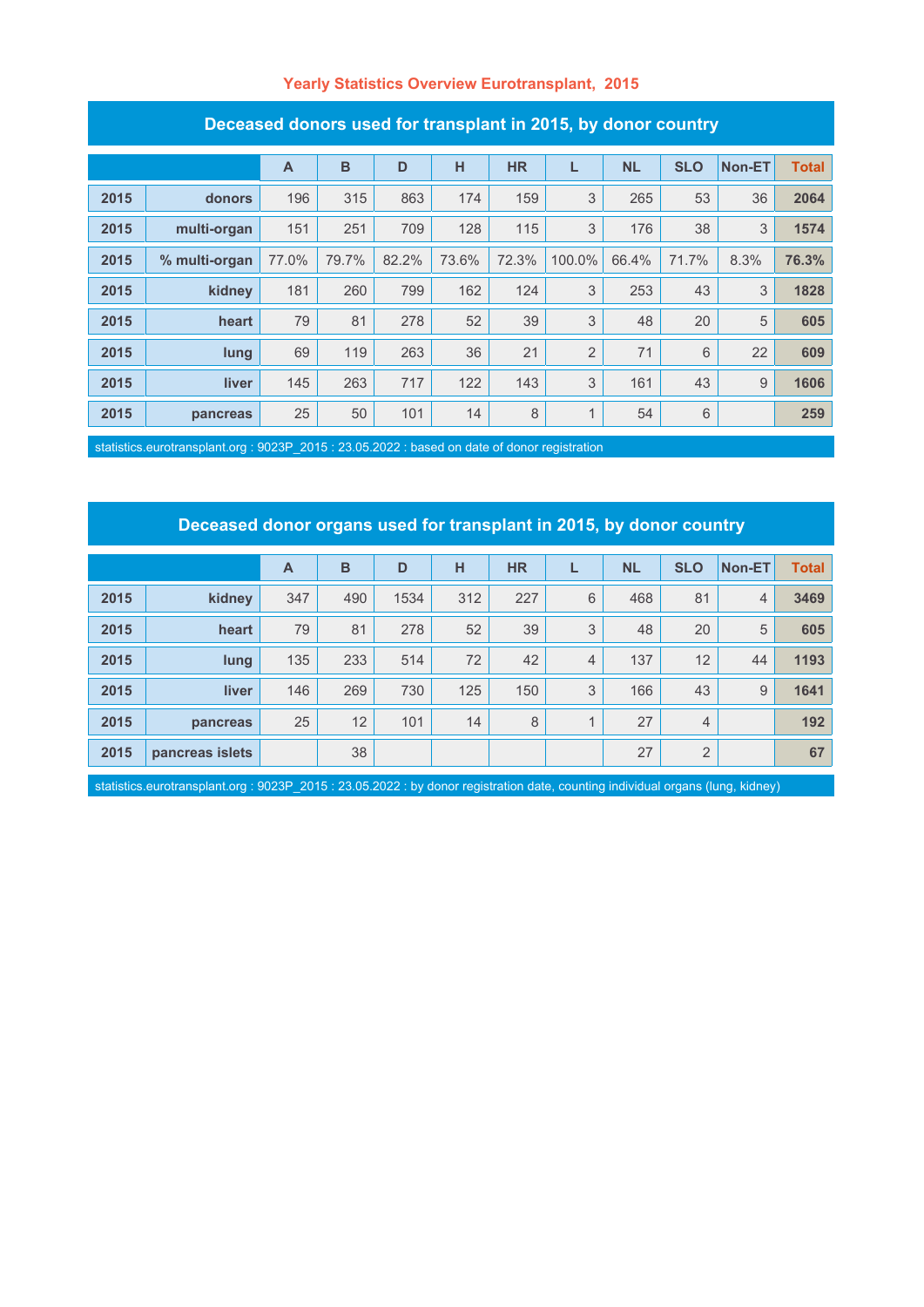# Yearly Statistics Overview Eurotransplant, 2015

## Deceased donors used for transplant in 2015, by donor country

| | | A | B | D | H | HR | L | NL | SLO | Non-ET | Total |
|---|---|---|---|---|---|---|---|---|---|---|---|
| 2015 | donors | 196 | 315 | 863 | 174 | 159 | 3 | 265 | 53 | 36 | 2064 |
| 2015 | multi-organ | 151 | 251 | 709 | 128 | 115 | 3 | 176 | 38 | 3 | 1574 |
| 2015 | % multi-organ | 77.0% | 79.7% | 82.2% | 73.6% | 72.3% | 100.0% | 66.4% | 71.7% | 8.3% | 76.3% |
| 2015 | kidney | 181 | 260 | 799 | 162 | 124 | 3 | 253 | 43 | 3 | 1828 |
| 2015 | heart | 79 | 81 | 278 | 52 | 39 | 3 | 48 | 20 | 5 | 605 |
| 2015 | lung | 69 | 119 | 263 | 36 | 21 | 2 | 71 | 6 | 22 | 609 |
| 2015 | liver | 145 | 263 | 717 | 122 | 143 | 3 | 161 | 43 | 9 | 1606 |
| 2015 | pancreas | 25 | 50 | 101 | 14 | 8 | 1 | 54 | 6 | | 259 |

statistics.eurotransplant.org : 9023P_2015 : 23.05.2022 : based on date of donor registration

## Deceased donor organs used for transplant in 2015, by donor country

| | | A | B | D | H | HR | L | NL | SLO | Non-ET | Total |
|---|---|---|---|---|---|---|---|---|---|---|---|
| 2015 | kidney | 347 | 490 | 1534 | 312 | 227 | 6 | 468 | 81 | 4 | 3469 |
| 2015 | heart | 79 | 81 | 278 | 52 | 39 | 3 | 48 | 20 | 5 | 605 |
| 2015 | lung | 135 | 233 | 514 | 72 | 42 | 4 | 137 | 12 | 44 | 1193 |
| 2015 | liver | 146 | 269 | 730 | 125 | 150 | 3 | 166 | 43 | 9 | 1641 |
| 2015 | pancreas | 25 | 12 | 101 | 14 | 8 | 1 | 27 | 4 | | 192 |
| 2015 | pancreas islets | | 38 | | | | | 27 | 2 | | 67 |

statistics.eurotransplant.org : 9023P_2015 : 23.05.2022 : by donor registration date, counting individual organs (lung, kidney)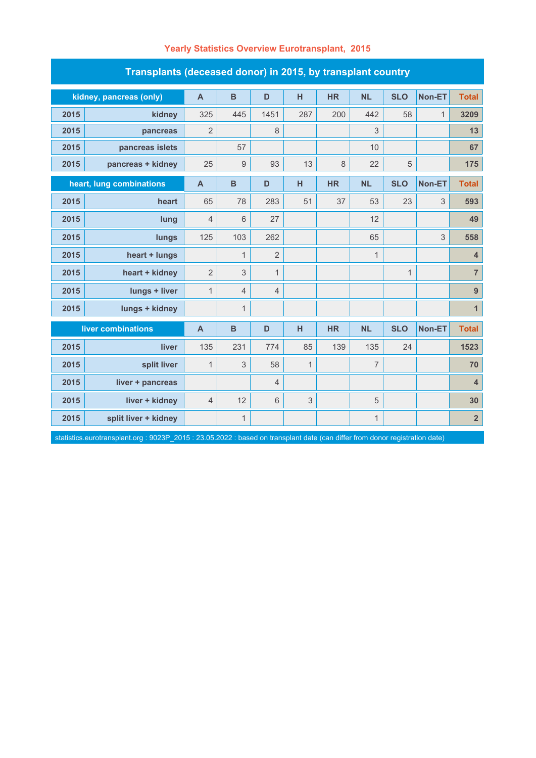# Yearly Statistics Overview Eurotransplant, 2015

## Transplants (deceased donor) in 2015, by transplant country

| kidney, pancreas (only) | | A | B | D | H | HR | NL | SLO | Non-ET | Total |
|---|---|---|---|---|---|---|---|---|---|---|
| 2015 | kidney | 325 | 445 | 1451 | 287 | 200 | 442 | 58 | 1 | 3209 |
| 2015 | pancreas | 2 | | 8 | | | 3 | | | 13 |
| 2015 | pancreas islets | | 57 | | | | 10 | | | 67 |
| 2015 | pancreas + kidney | 25 | 9 | 93 | 13 | 8 | 22 | 5 | | 175 |
| **heart, lung combinations** | | **A** | **B** | **D** | **H** | **HR** | **NL** | **SLO** | **Non-ET** | **Total** |
| 2015 | heart | 65 | 78 | 283 | 51 | 37 | 53 | 23 | 3 | 593 |
| 2015 | lung | 4 | 6 | 27 | | | 12 | | | 49 |
| 2015 | lungs | 125 | 103 | 262 | | | 65 | | 3 | 558 |
| 2015 | heart + lungs | | 1 | 2 | | | 1 | | | 4 |
| 2015 | heart + kidney | 2 | 3 | 1 | | | | 1 | | 7 |
| 2015 | lungs + liver | 1 | 4 | 4 | | | | | | 9 |
| 2015 | lungs + kidney | | 1 | | | | | | | 1 |
| **liver combinations** | | **A** | **B** | **D** | **H** | **HR** | **NL** | **SLO** | **Non-ET** | **Total** |
| 2015 | liver | 135 | 231 | 774 | 85 | 139 | 135 | 24 | | 1523 |
| 2015 | split liver | 1 | 3 | 58 | 1 | | 7 | | | 70 |
| 2015 | liver + pancreas | | | 4 | | | | | | 4 |
| 2015 | liver + kidney | 4 | 12 | 6 | 3 | | 5 | | | 30 |
| 2015 | split liver + kidney | | 1 | | | | 1 | | | 2 |

statistics.eurotransplant.org : 9023P_2015 : 23.05.2022 : based on transplant date (can differ from donor registration date)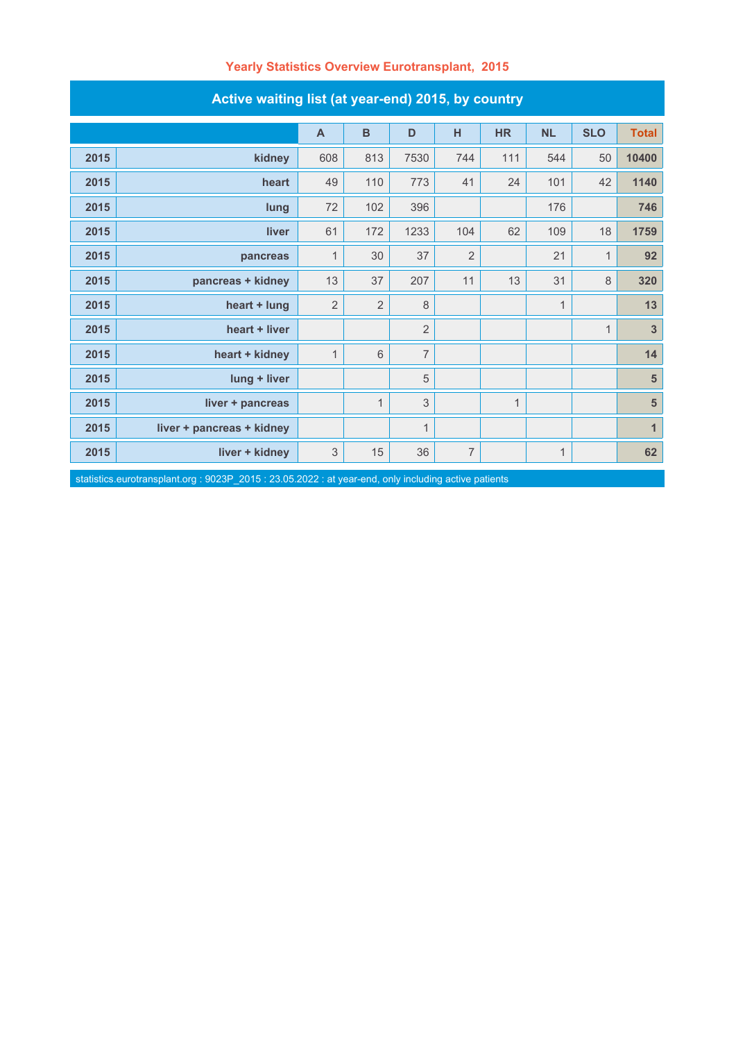# Yearly Statistics Overview Eurotransplant, 2015

## Active waiting list (at year-end) 2015, by country

| | | A | B | D | H | HR | NL | SLO | Total |
|---|---|---|---|---|---|---|---|---|---|
| 2015 | kidney | 608 | 813 | 7530 | 744 | 111 | 544 | 50 | 10400 |
| 2015 | heart | 49 | 110 | 773 | 41 | 24 | 101 | 42 | 1140 |
| 2015 | lung | 72 | 102 | 396 | | | 176 | | 746 |
| 2015 | liver | 61 | 172 | 1233 | 104 | 62 | 109 | 18 | 1759 |
| 2015 | pancreas | 1 | 30 | 37 | 2 | | 21 | 1 | 92 |
| 2015 | pancreas + kidney | 13 | 37 | 207 | 11 | 13 | 31 | 8 | 320 |
| 2015 | heart + lung | 2 | 2 | 8 | | | 1 | | 13 |
| 2015 | heart + liver | | | 2 | | | | 1 | 3 |
| 2015 | heart + kidney | 1 | 6 | 7 | | | | | 14 |
| 2015 | lung + liver | | | 5 | | | | | 5 |
| 2015 | liver + pancreas | | 1 | 3 | | 1 | | | 5 |
| 2015 | liver + pancreas + kidney | | | 1 | | | | | 1 |
| 2015 | liver + kidney | 3 | 15 | 36 | 7 | | 1 | | 62 |

statistics.eurotransplant.org : 9023P_2015 : 23.05.2022 : at year-end, only including active patients